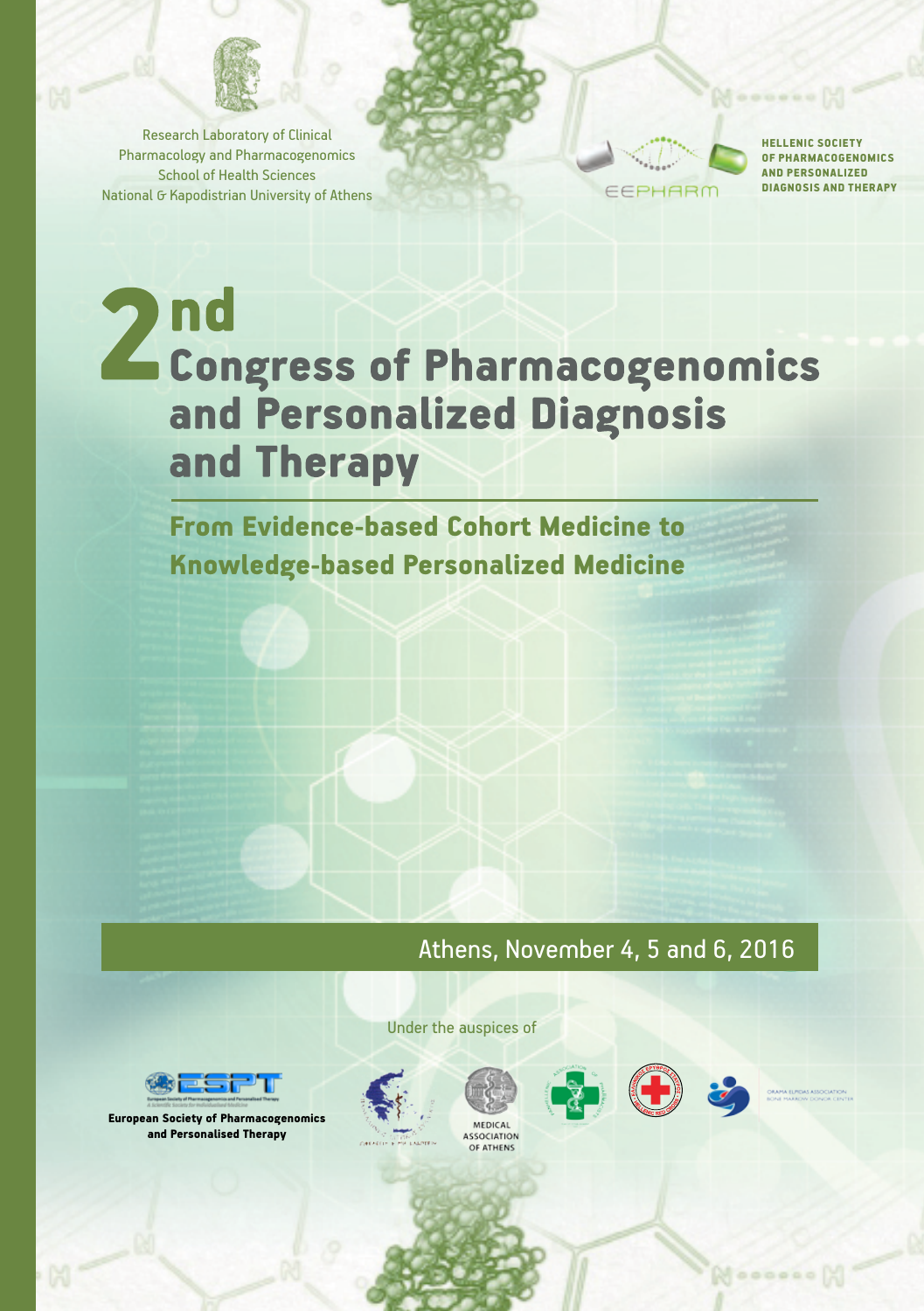Research Laboratory of Clinical Pharmacology and Pharmacogenomics
School of Health Sciences
National & Kapodistrian University of Athens

EEPHARM

**HELLENIC SOCIETY OF PHARMACOGENOMICS AND PERSONALIZED DIAGNOSIS AND THERAPY**

# 2nd Congress of Pharmacogenomics and Personalized Diagnosis and Therapy

## From Evidence-based Cohort Medicine to Knowledge-based Personalized Medicine

Athens, November 4, 5 and 6, 2016

Under the auspices of

**European Society of Pharmacogenomics and Personalised Therapy**

MEDICAL ASSOCIATION OF ATHENS

ORAMA ELPIDAS ASSOCIATION
BONE MARROW DONOR CENTER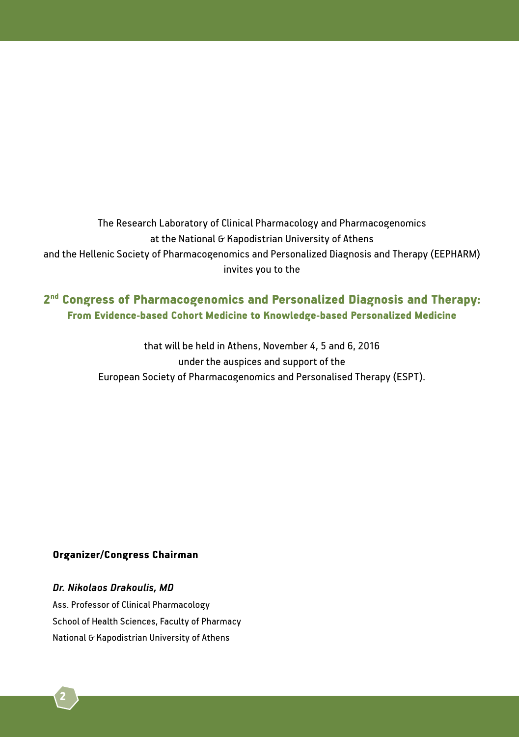The Research Laboratory of Clinical Pharmacology and Pharmacogenomics
at the National & Kapodistrian University of Athens
and the Hellenic Society of Pharmacogenomics and Personalized Diagnosis and Therapy (EEPHARM)
invites you to the

## 2nd Congress of Pharmacogenomics and Personalized Diagnosis and Therapy:
### From Evidence-based Cohort Medicine to Knowledge-based Personalized Medicine

that will be held in Athens, November 4, 5 and 6, 2016
under the auspices and support of the
European Society of Pharmacogenomics and Personalised Therapy (ESPT).

**Organizer/Congress Chairman**

***Dr. Nikolaos Drakoulis, MD***
Ass. Professor of Clinical Pharmacology
School of Health Sciences, Faculty of Pharmacy
National & Kapodistrian University of Athens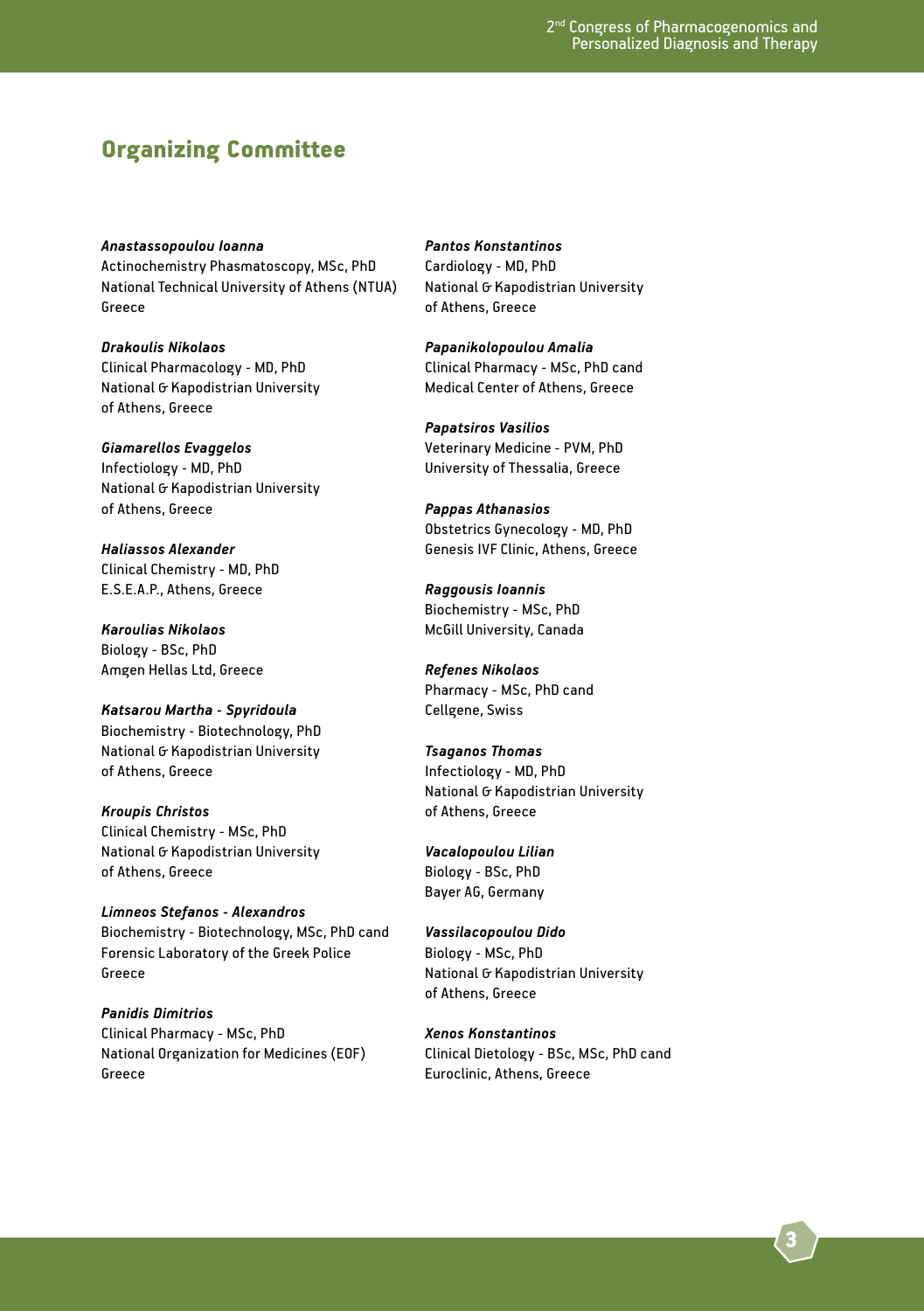## Organizing Committee

***Anastassopoulou Ioanna***
Actinochemistry Phasmatoscopy, MSc, PhD
National Technical University of Athens (NTUA)
Greece

***Drakoulis Nikolaos***
Clinical Pharmacology - MD, PhD
National & Kapodistrian University
of Athens, Greece

***Giamarellos Evaggelos***
Infectiology - MD, PhD
National & Kapodistrian University
of Athens, Greece

***Haliassos Alexander***
Clinical Chemistry - MD, PhD
E.S.E.A.P., Athens, Greece

***Karoulias Nikolaos***
Biology - BSc, PhD
Amgen Hellas Ltd, Greece

***Katsarou Martha - Spyridoula***
Biochemistry - Biotechnology, PhD
National & Kapodistrian University
of Athens, Greece

***Kroupis Christos***
Clinical Chemistry - MSc, PhD
National & Kapodistrian University
of Athens, Greece

***Limneos Stefanos - Alexandros***
Biochemistry - Biotechnology, MSc, PhD cand
Forensic Laboratory of the Greek Police
Greece

***Panidis Dimitrios***
Clinical Pharmacy - MSc, PhD
National Organization for Medicines (EOF)
Greece

***Pantos Konstantinos***
Cardiology - MD, PhD
National & Kapodistrian University
of Athens, Greece

***Papanikolopoulou Amalia***
Clinical Pharmacy - MSc, PhD cand
Medical Center of Athens, Greece

***Papatsiros Vasilios***
Veterinary Medicine - PVM, PhD
University of Thessalia, Greece

***Pappas Athanasios***
Obstetrics Gynecology - MD, PhD
Genesis IVF Clinic, Athens, Greece

***Raggousis Ioannis***
Biochemistry - MSc, PhD
McGill University, Canada

***Refenes Nikolaos***
Pharmacy - MSc, PhD cand
Cellgene, Swiss

***Tsaganos Thomas***
Infectiology - MD, PhD
National & Kapodistrian University
of Athens, Greece

***Vacalopoulou Lilian***
Biology - BSc, PhD
Bayer AG, Germany

***Vassilacopoulou Dido***
Biology - MSc, PhD
National & Kapodistrian University
of Athens, Greece

***Xenos Konstantinos***
Clinical Dietology - BSc, MSc, PhD cand
Euroclinic, Athens, Greece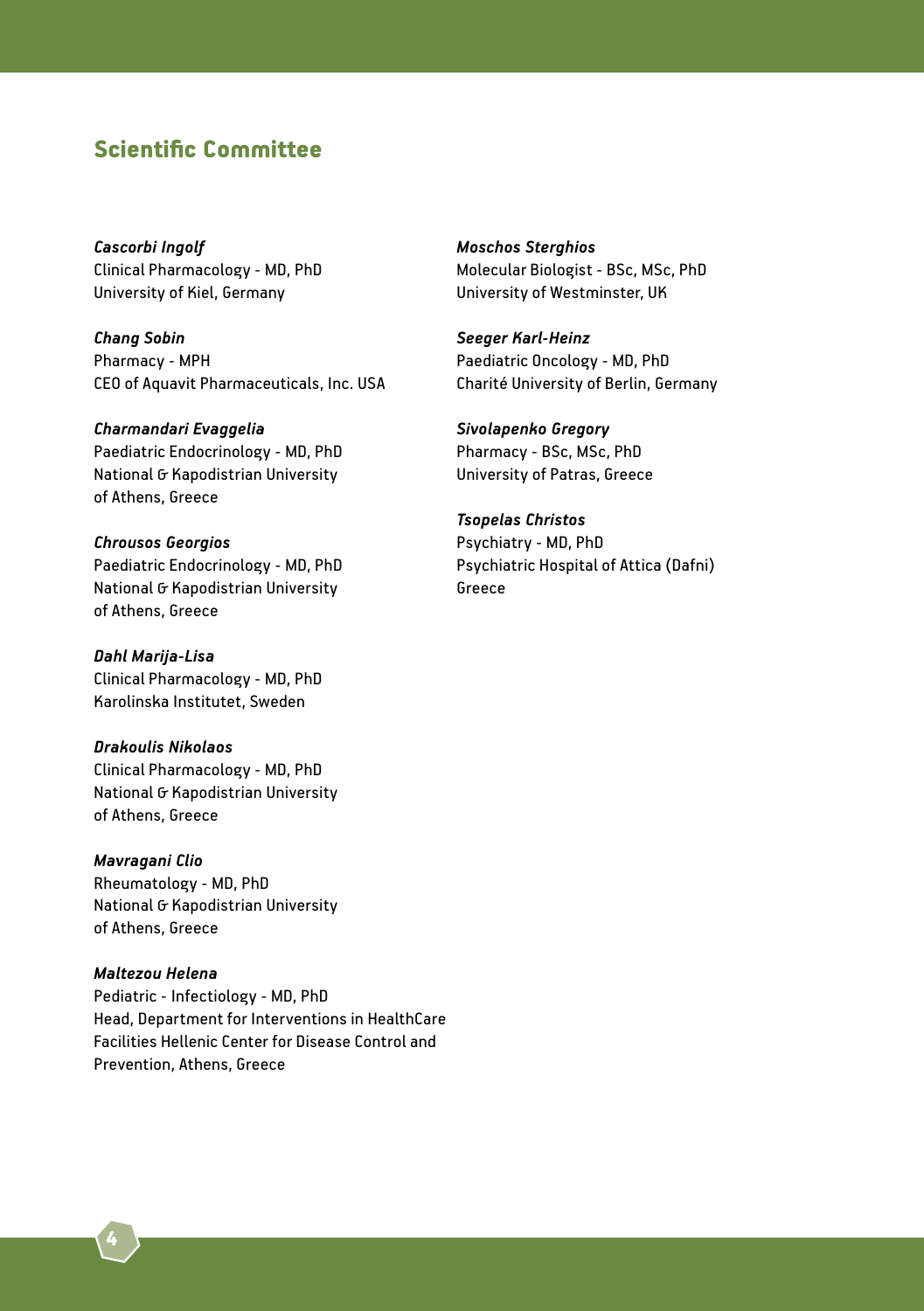## Scientific Committee

*Cascorbi Ingolf*
Clinical Pharmacology - MD, PhD
University of Kiel, Germany

*Chang Sobin*
Pharmacy - MPH
CEO of Aquavit Pharmaceuticals, Inc. USA

*Charmandari Evaggelia*
Paediatric Endocrinology - MD, PhD
National & Kapodistrian University
of Athens, Greece

*Chrousos Georgios*
Paediatric Endocrinology - MD, PhD
National & Kapodistrian University
of Athens, Greece

*Dahl Marija-Lisa*
Clinical Pharmacology - MD, PhD
Karolinska Institutet, Sweden

*Drakoulis Nikolaos*
Clinical Pharmacology - MD, PhD
National & Kapodistrian University
of Athens, Greece

*Mavragani Clio*
Rheumatology - MD, PhD
National & Kapodistrian University
of Athens, Greece

*Maltezou Helena*
Pediatric - Infectiology - MD, PhD
Head, Department for Interventions in HealthCare
Facilities Hellenic Center for Disease Control and
Prevention, Athens, Greece

*Moschos Sterghios*
Molecular Biologist - BSc, MSc, PhD
University of Westminster, UK

*Seeger Karl-Heinz*
Paediatric Oncology - MD, PhD
Charité University of Berlin, Germany

*Sivolapenko Gregory*
Pharmacy - BSc, MSc, PhD
University of Patras, Greece

*Tsopelas Christos*
Psychiatry - MD, PhD
Psychiatric Hospital of Attica (Dafni)
Greece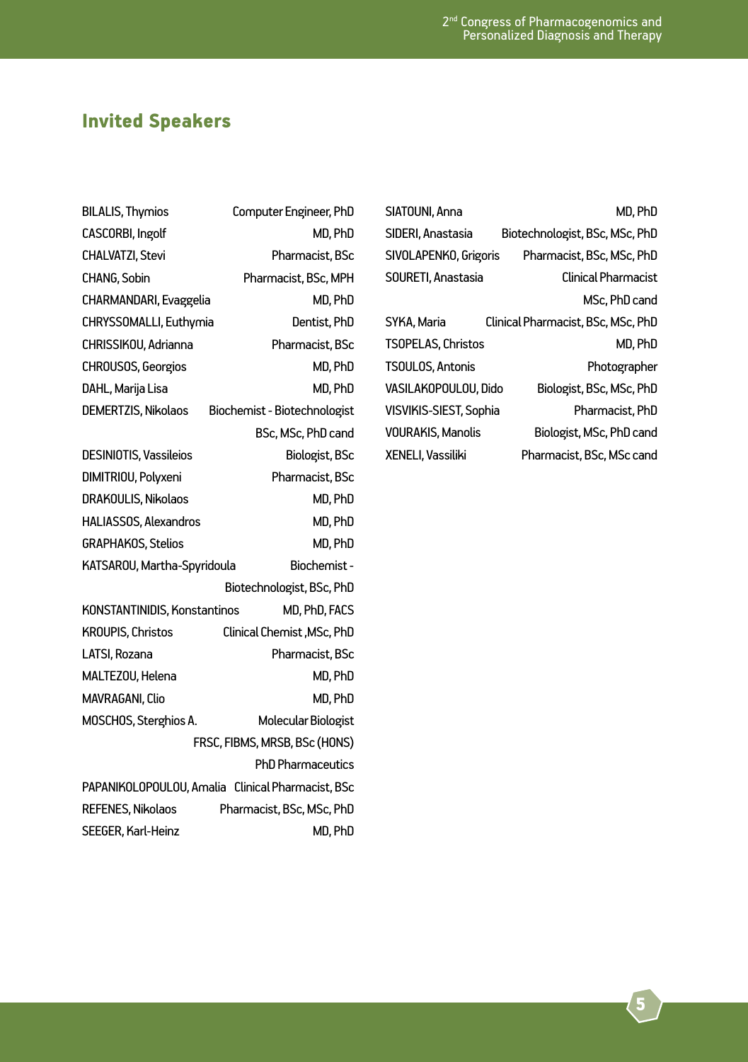## Invited Speakers

| Name | Qualification |
|---|---|
| BILALIS, Thymios | Computer Engineer, PhD |
| CASCORBI, Ingolf | MD, PhD |
| CHALVATZI, Stevi | Pharmacist, BSc |
| CHANG, Sobin | Pharmacist, BSc, MPH |
| CHARMANDARI, Evaggelia | MD, PhD |
| CHRYSSOMALLI, Euthymia | Dentist, PhD |
| CHRISSIKOU, Adrianna | Pharmacist, BSc |
| CHROUSOS, Georgios | MD, PhD |
| DAHL, Marija Lisa | MD, PhD |
| DEMERTZIS, Nikolaos | Biochemist - Biotechnologist BSc, MSc, PhD cand |
| DESINIOTIS, Vassileios | Biologist, BSc |
| DIMITRIOU, Polyxeni | Pharmacist, BSc |
| DRAKOULIS, Nikolaos | MD, PhD |
| HALIASSOS, Alexandros | MD, PhD |
| GRAPHAKOS, Stelios | MD, PhD |
| KATSAROU, Martha-Spyridoula | Biochemist - Biotechnologist, BSc, PhD |
| KONSTANTINIDIS, Konstantinos | MD, PhD, FACS |
| KROUPIS, Christos | Clinical Chemist ,MSc, PhD |
| LATSI, Rozana | Pharmacist, BSc |
| MALTEZOU, Helena | MD, PhD |
| MAVRAGANI, Clio | MD, PhD |
| MOSCHOS, Sterghios A. | Molecular Biologist FRSC, FIBMS, MRSB, BSc (HONS) PhD Pharmaceutics |
| PAPANIKOLOPOULOU, Amalia | Clinical Pharmacist, BSc |
| REFENES, Nikolaos | Pharmacist, BSc, MSc, PhD |
| SEEGER, Karl-Heinz | MD, PhD |
| SIATOUNI, Anna | MD, PhD |
| SIDERI, Anastasia | Biotechnologist, BSc, MSc, PhD |
| SIVOLAPENKO, Grigoris | Pharmacist, BSc, MSc, PhD |
| SOURETI, Anastasia | Clinical Pharmacist MSc, PhD cand |
| SYKA, Maria | Clinical Pharmacist, BSc, MSc, PhD |
| TSOPELAS, Christos | MD, PhD |
| TSOULOS, Antonis | Photographer |
| VASILAKOPOULOU, Dido | Biologist, BSc, MSc, PhD |
| VISVIKIS-SIEST, Sophia | Pharmacist, PhD |
| VOURAKIS, Manolis | Biologist, MSc, PhD cand |
| XENELI, Vassiliki | Pharmacist, BSc, MSc cand |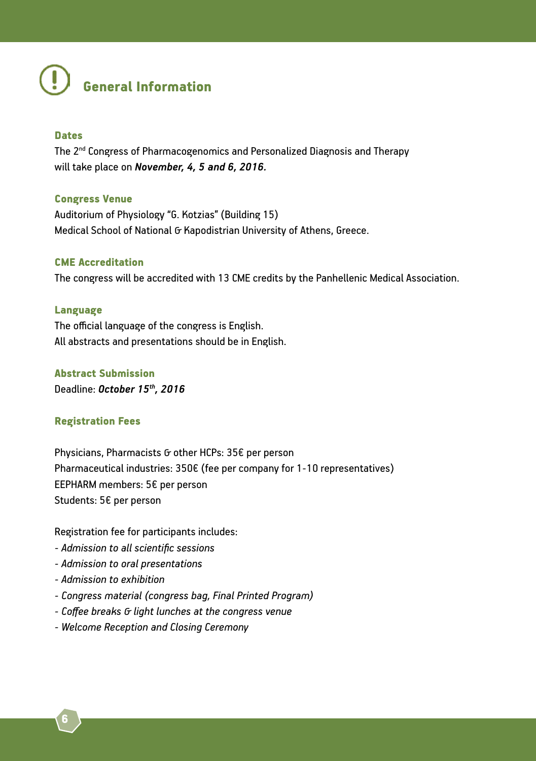# General Information

### Dates

The 2nd Congress of Pharmacogenomics and Personalized Diagnosis and Therapy will take place on ***November, 4, 5 and 6, 2016.***

### Congress Venue

Auditorium of Physiology "G. Kotzias" (Building 15)
Medical School of National & Kapodistrian University of Athens, Greece.

### CME Accreditation

The congress will be accredited with 13 CME credits by the Panhellenic Medical Association.

### Language

The official language of the congress is English.
All abstracts and presentations should be in English.

### Abstract Submission

Deadline: ***October 15th, 2016***

### Registration Fees

Physicians, Pharmacists & other HCPs: 35€ per person
Pharmaceutical industries: 350€ (fee per company for 1-10 representatives)
EEPHARM members: 5€ per person
Students: 5€ per person

Registration fee for participants includes:

- *Admission to all scientific sessions*
- *Admission to oral presentations*
- *Admission to exhibition*
- *Congress material (congress bag, Final Printed Program)*
- *Coffee breaks & light lunches at the congress venue*
- *Welcome Reception and Closing Ceremony*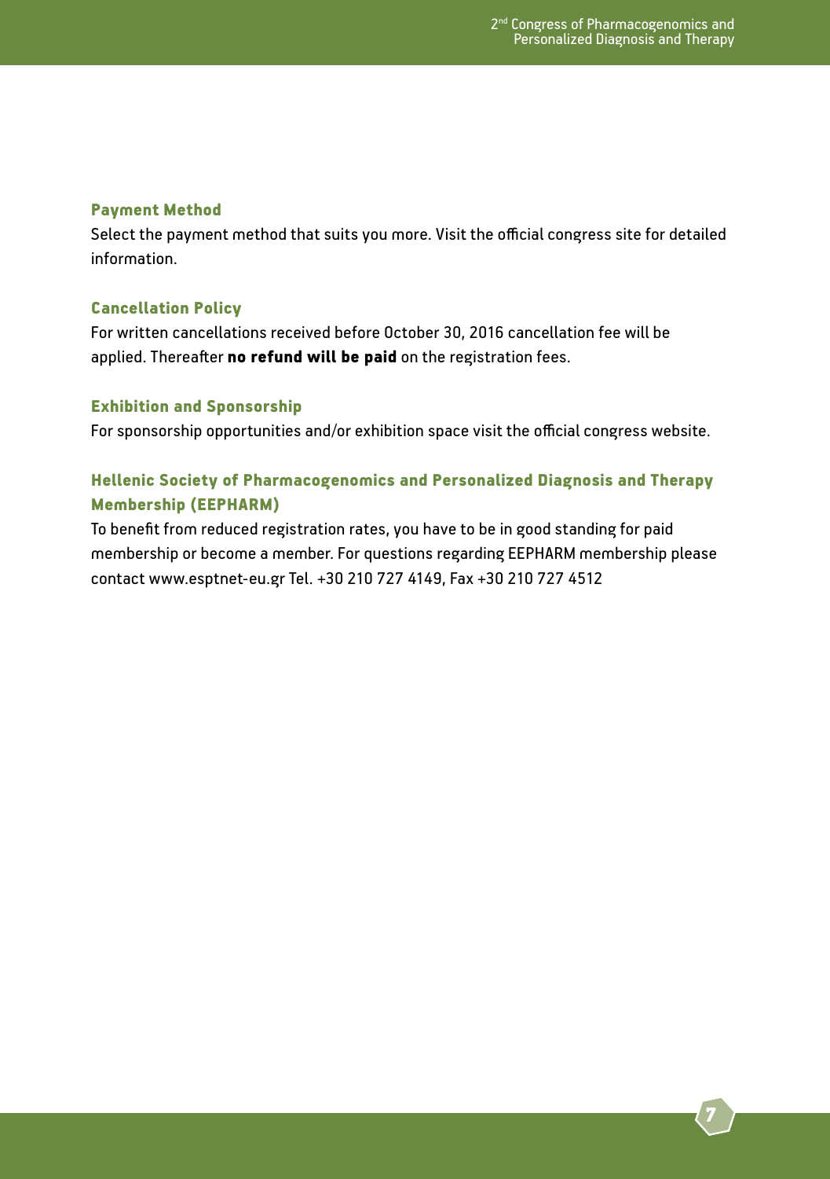### Payment Method

Select the payment method that suits you more. Visit the official congress site for detailed information.

### Cancellation Policy

For written cancellations received before October 30, 2016 cancellation fee will be applied. Thereafter **no refund will be paid** on the registration fees.

### Exhibition and Sponsorship

For sponsorship opportunities and/or exhibition space visit the official congress website.

### Hellenic Society of Pharmacogenomics and Personalized Diagnosis and Therapy Membership (EEPHARM)

To benefit from reduced registration rates, you have to be in good standing for paid membership or become a member. For questions regarding EEPHARM membership please contact www.esptnet-eu.gr Tel. +30 210 727 4149, Fax +30 210 727 4512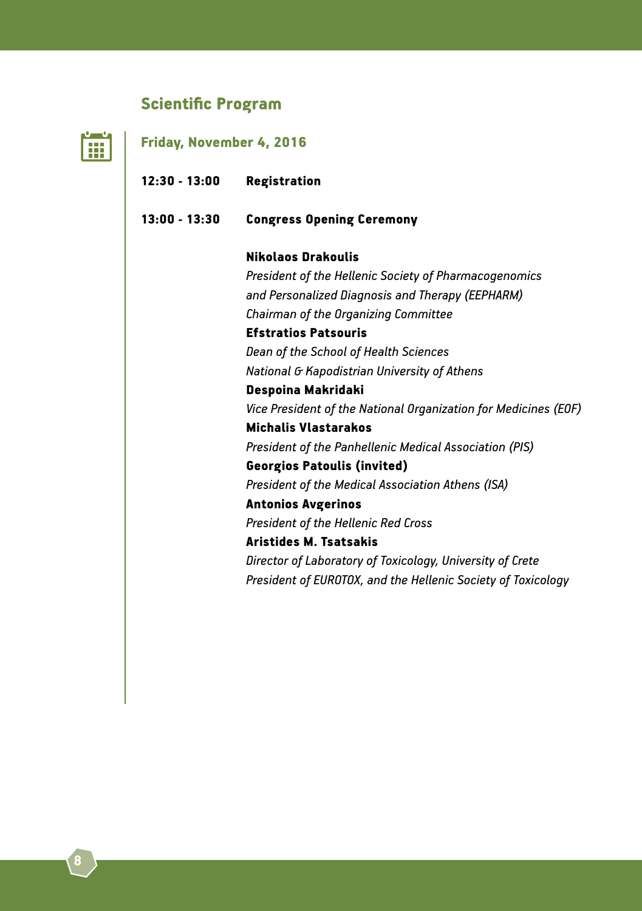## Scientific Program

### Friday, November 4, 2016

**12:30 - 13:00** **Registration**

**13:00 - 13:30** **Congress Opening Ceremony**

**Nikolaos Drakoulis**
*President of the Hellenic Society of Pharmacogenomics and Personalized Diagnosis and Therapy (EEPHARM)*
*Chairman of the Organizing Committee*

**Efstratios Patsouris**
*Dean of the School of Health Sciences*
*National & Kapodistrian University of Athens*

**Despoina Makridaki**
*Vice President of the National Organization for Medicines (EOF)*

**Michalis Vlastarakos**
*President of the Panhellenic Medical Association (PIS)*

**Georgios Patoulis (invited)**
*President of the Medical Association Athens (ISA)*

**Antonios Avgerinos**
*President of the Hellenic Red Cross*

**Aristides M. Tsatsakis**
*Director of Laboratory of Toxicology, University of Crete*
*President of EUROTOX, and the Hellenic Society of Toxicology*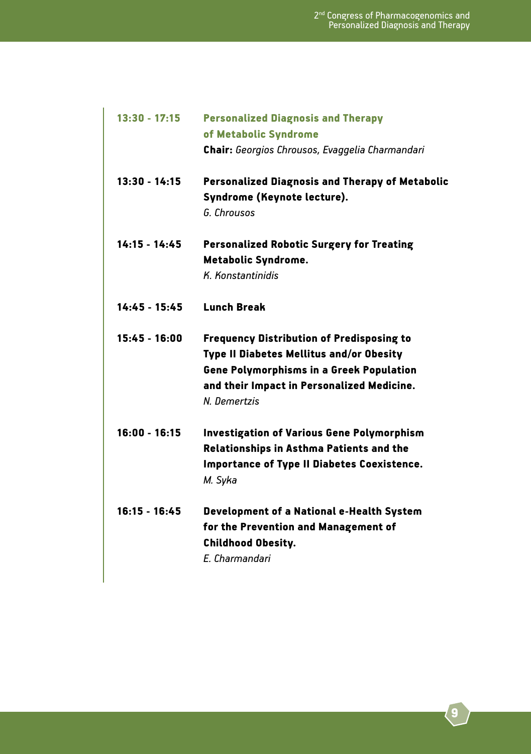**13:30 - 17:15** **Personalized Diagnosis and Therapy of Metabolic Syndrome**
**Chair:** *Georgios Chrousos, Evaggelia Charmandari*

**13:30 - 14:15** **Personalized Diagnosis and Therapy of Metabolic Syndrome (Keynote lecture).**
*G. Chrousos*

**14:15 - 14:45** **Personalized Robotic Surgery for Treating Metabolic Syndrome.**
*K. Konstantinidis*

**14:45 - 15:45** **Lunch Break**

**15:45 - 16:00** **Frequency Distribution of Predisposing to Type II Diabetes Mellitus and/or Obesity Gene Polymorphisms in a Greek Population and their Impact in Personalized Medicine.**
*N. Demertzis*

**16:00 - 16:15** **Investigation of Various Gene Polymorphism Relationships in Asthma Patients and the Importance of Type II Diabetes Coexistence.**
*M. Syka*

**16:15 - 16:45** **Development of a National e-Health System for the Prevention and Management of Childhood Obesity.**
*E. Charmandari*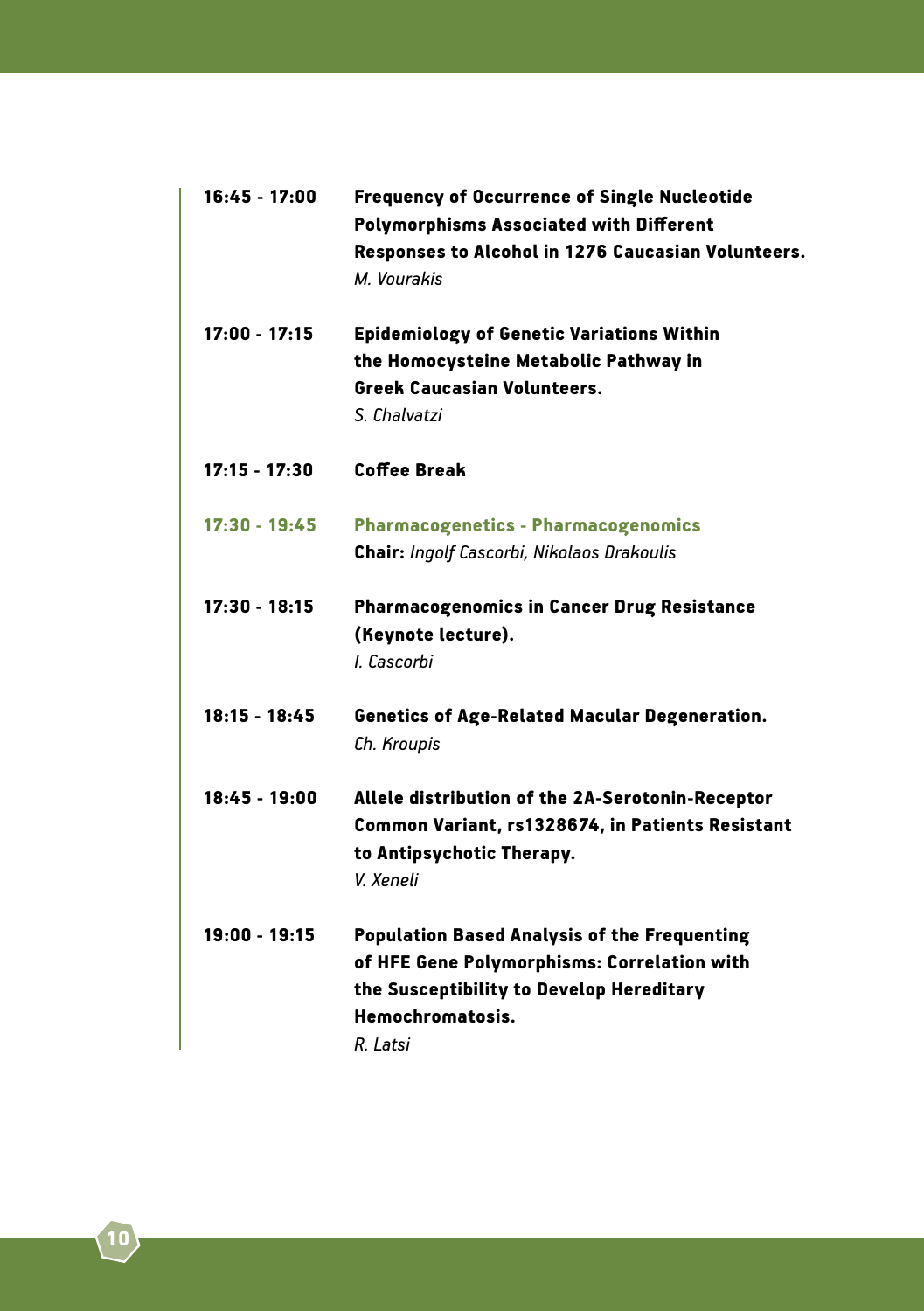**16:45 - 17:00** **Frequency of Occurrence of Single Nucleotide Polymorphisms Associated with Different Responses to Alcohol in 1276 Caucasian Volunteers.**
*M. Vourakis*

**17:00 - 17:15** **Epidemiology of Genetic Variations Within the Homocysteine Metabolic Pathway in Greek Caucasian Volunteers.**
*S. Chalvatzi*

**17:15 - 17:30** **Coffee Break**

## 17:30 - 19:45 Pharmacogenetics - Pharmacogenomics

**Chair:** *Ingolf Cascorbi, Nikolaos Drakoulis*

**17:30 - 18:15** **Pharmacogenomics in Cancer Drug Resistance (Keynote lecture).**
*I. Cascorbi*

**18:15 - 18:45** **Genetics of Age-Related Macular Degeneration.**
*Ch. Kroupis*

**18:45 - 19:00** **Allele distribution of the 2A-Serotonin-Receptor Common Variant, rs1328674, in Patients Resistant to Antipsychotic Therapy.**
*V. Xeneli*

**19:00 - 19:15** **Population Based Analysis of the Frequenting of HFE Gene Polymorphisms: Correlation with the Susceptibility to Develop Hereditary Hemochromatosis.**
*R. Latsi*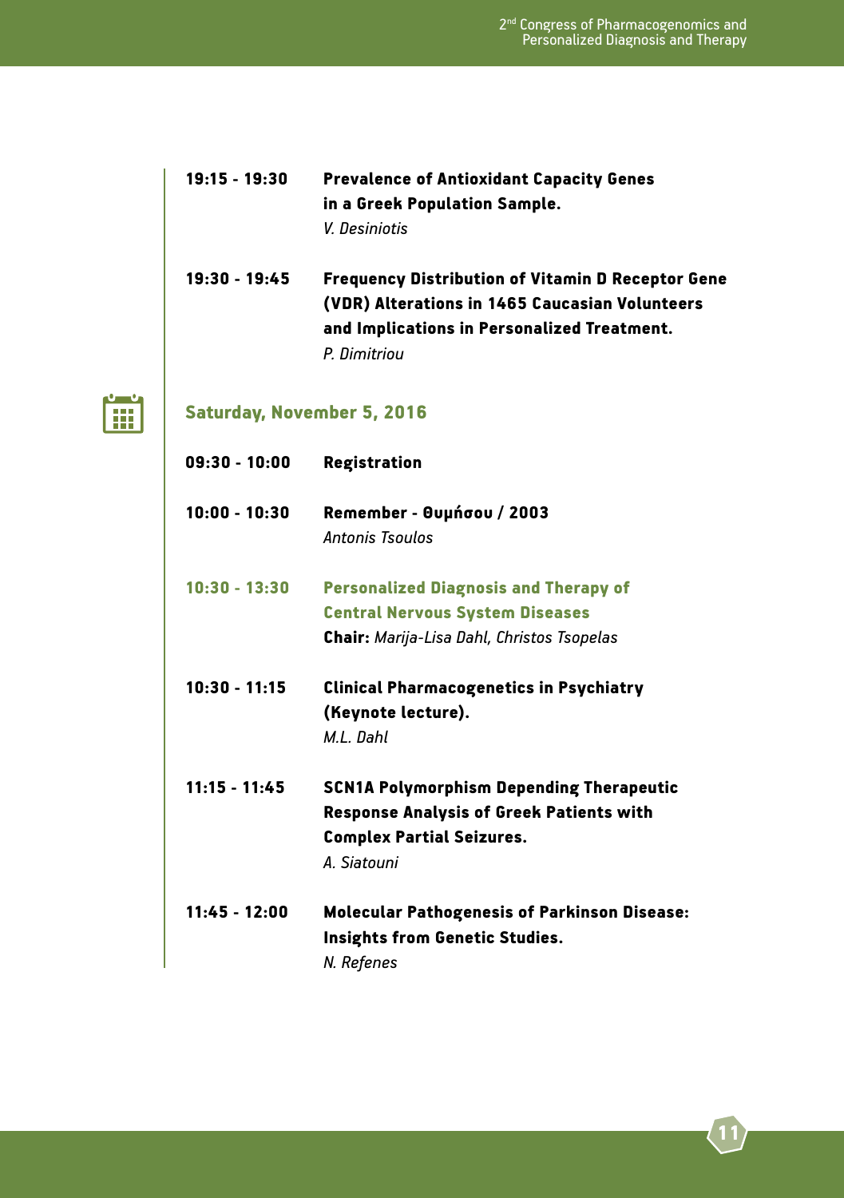**19:15 - 19:30** **Prevalence of Antioxidant Capacity Genes in a Greek Population Sample.**
*V. Desiniotis*

**19:30 - 19:45** **Frequency Distribution of Vitamin D Receptor Gene (VDR) Alterations in 1465 Caucasian Volunteers and Implications in Personalized Treatment.**
*P. Dimitriou*

## Saturday, November 5, 2016

**09:30 - 10:00** **Registration**

**10:00 - 10:30** **Remember - Θυμήσου / 2003**
*Antonis Tsoulos*

### 10:30 - 13:30 Personalized Diagnosis and Therapy of Central Nervous System Diseases

**Chair:** *Marija-Lisa Dahl, Christos Tsopelas*

**10:30 - 11:15** **Clinical Pharmacogenetics in Psychiatry (Keynote lecture).**
*M.L. Dahl*

**11:15 - 11:45** **SCN1A Polymorphism Depending Therapeutic Response Analysis of Greek Patients with Complex Partial Seizures.**
*A. Siatouni*

**11:45 - 12:00** **Molecular Pathogenesis of Parkinson Disease: Insights from Genetic Studies.**
*N. Refenes*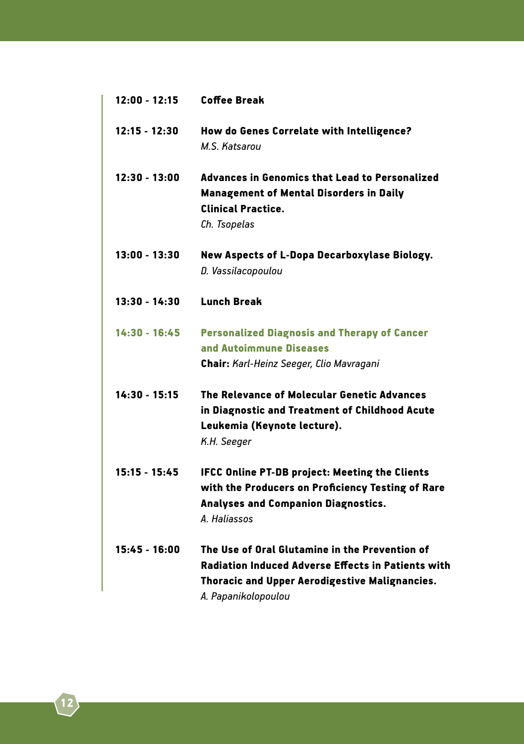**12:00 - 12:15** **Coffee Break**

**12:15 - 12:30** **How do Genes Correlate with Intelligence?**
*M.S. Katsarou*

**12:30 - 13:00** **Advances in Genomics that Lead to Personalized Management of Mental Disorders in Daily Clinical Practice.**
*Ch. Tsopelas*

**13:00 - 13:30** **New Aspects of L-Dopa Decarboxylase Biology.**
*D. Vassilacopoulou*

**13:30 - 14:30** **Lunch Break**

## 14:30 - 16:45 Personalized Diagnosis and Therapy of Cancer and Autoimmune Diseases

**Chair:** *Karl-Heinz Seeger, Clio Mavragani*

**14:30 - 15:15** **The Relevance of Molecular Genetic Advances in Diagnostic and Treatment of Childhood Acute Leukemia (Keynote lecture).**
*K.H. Seeger*

**15:15 - 15:45** **IFCC Online PT-DB project: Meeting the Clients with the Producers on Proficiency Testing of Rare Analyses and Companion Diagnostics.**
*A. Haliassos*

**15:45 - 16:00** **The Use of Oral Glutamine in the Prevention of Radiation Induced Adverse Effects in Patients with Thoracic and Upper Aerodigestive Malignancies.**
*A. Papanikolopoulou*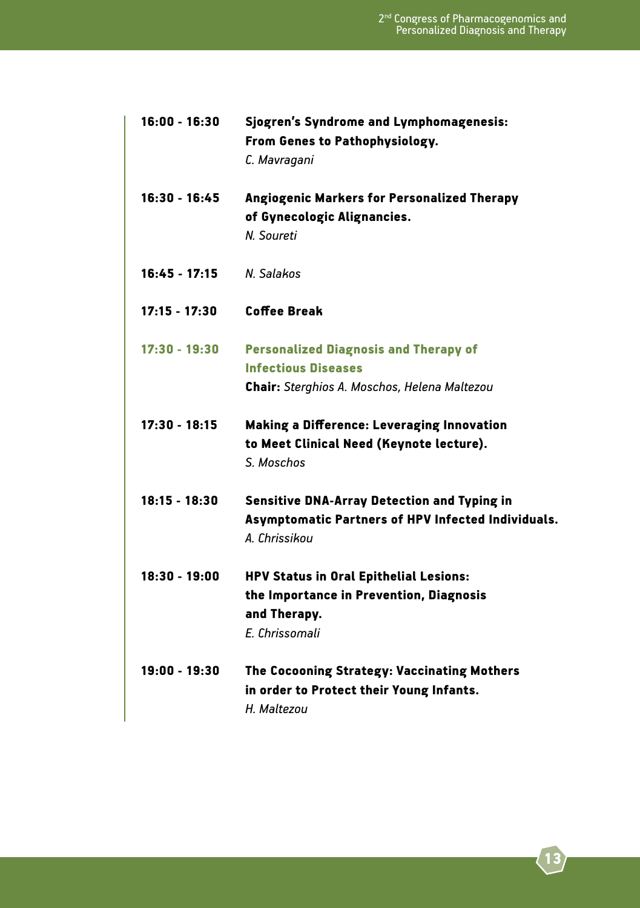**16:00 - 16:30** **Sjogren's Syndrome and Lymphomagenesis: From Genes to Pathophysiology.**
*C. Mavragani*

**16:30 - 16:45** **Angiogenic Markers for Personalized Therapy of Gynecologic Alignancies.**
*N. Soureti*

**16:45 - 17:15** *N. Salakos*

**17:15 - 17:30** **Coffee Break**

## 17:30 - 19:30 Personalized Diagnosis and Therapy of Infectious Diseases

**Chair:** *Sterghios A. Moschos, Helena Maltezou*

**17:30 - 18:15** **Making a Difference: Leveraging Innovation to Meet Clinical Need (Keynote lecture).**
*S. Moschos*

**18:15 - 18:30** **Sensitive DNA-Array Detection and Typing in Asymptomatic Partners of HPV Infected Individuals.**
*A. Chrissikou*

**18:30 - 19:00** **HPV Status in Oral Epithelial Lesions: the Importance in Prevention, Diagnosis and Therapy.**
*E. Chrissomali*

**19:00 - 19:30** **The Cocooning Strategy: Vaccinating Mothers in order to Protect their Young Infants.**
*H. Maltezou*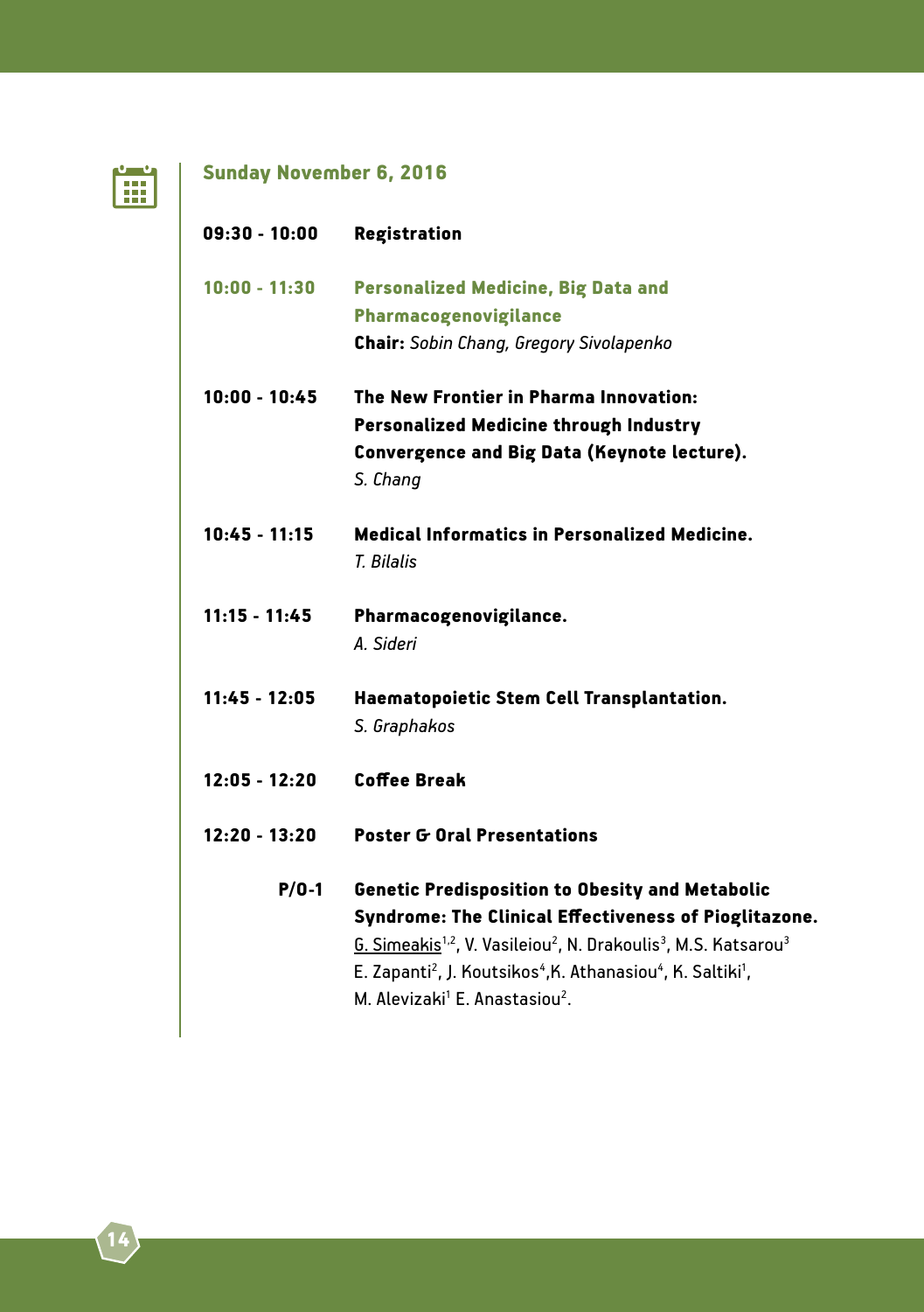## Sunday November 6, 2016

**09:30 - 10:00** **Registration**

**10:00 - 11:30** **Personalized Medicine, Big Data and Pharmacogenovigilance**
**Chair:** *Sobin Chang, Gregory Sivolapenko*

**10:00 - 10:45** **The New Frontier in Pharma Innovation: Personalized Medicine through Industry Convergence and Big Data (Keynote lecture).**
*S. Chang*

**10:45 - 11:15** **Medical Informatics in Personalized Medicine.**
*T. Bilalis*

**11:15 - 11:45** **Pharmacogenovigilance.**
*A. Sideri*

**11:45 - 12:05** **Haematopoietic Stem Cell Transplantation.**
*S. Graphakos*

**12:05 - 12:20** **Coffee Break**

**12:20 - 13:20** **Poster & Oral Presentations**

**P/O-1** **Genetic Predisposition to Obesity and Metabolic Syndrome: The Clinical Effectiveness of Pioglitazone.**
G. Simeakis[1,2], V. Vasileiou[2], N. Drakoulis[3], M.S. Katsarou[3] E. Zapanti[2], J. Koutsikos[4],K. Athanasiou[4], K. Saltiki[1], M. Alevizaki[1] E. Anastasiou[2].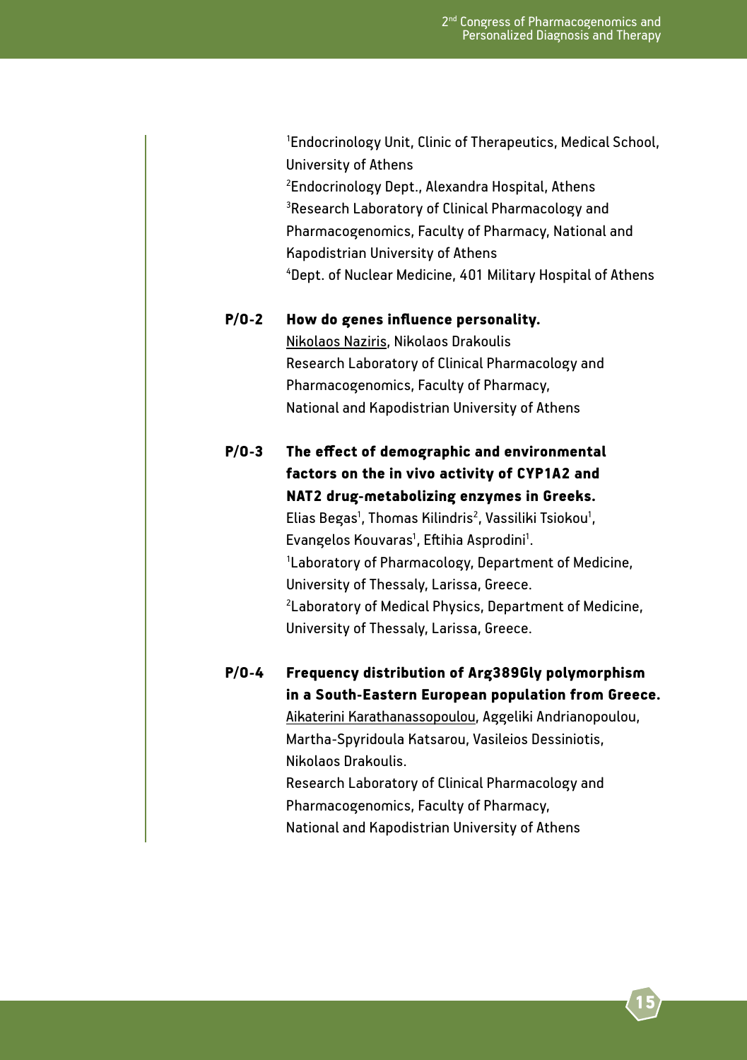[1]Endocrinology Unit, Clinic of Therapeutics, Medical School, University of Athens
[2]Endocrinology Dept., Alexandra Hospital, Athens
[3]Research Laboratory of Clinical Pharmacology and Pharmacogenomics, Faculty of Pharmacy, National and Kapodistrian University of Athens
[4]Dept. of Nuclear Medicine, 401 Military Hospital of Athens

**P/O-2 How do genes influence personality.**

Nikolaos Naziris, Nikolaos Drakoulis
Research Laboratory of Clinical Pharmacology and Pharmacogenomics, Faculty of Pharmacy, National and Kapodistrian University of Athens

**P/O-3 The effect of demographic and environmental factors on the in vivo activity of CYP1A2 and NAT2 drug-metabolizing enzymes in Greeks.**

Elias Begas[1], Thomas Kilindris[2], Vassiliki Tsiokou[1], Evangelos Kouvaras[1], Eftihia Asprodini[1].
[1]Laboratory of Pharmacology, Department of Medicine, University of Thessaly, Larissa, Greece.
[2]Laboratory of Medical Physics, Department of Medicine, University of Thessaly, Larissa, Greece.

**P/O-4 Frequency distribution of Arg389Gly polymorphism in a South-Eastern European population from Greece.**

Aikaterini Karathanassopoulou, Aggeliki Andrianopoulou, Martha-Spyridoula Katsarou, Vasileios Dessiniotis, Nikolaos Drakoulis.
Research Laboratory of Clinical Pharmacology and Pharmacogenomics, Faculty of Pharmacy, National and Kapodistrian University of Athens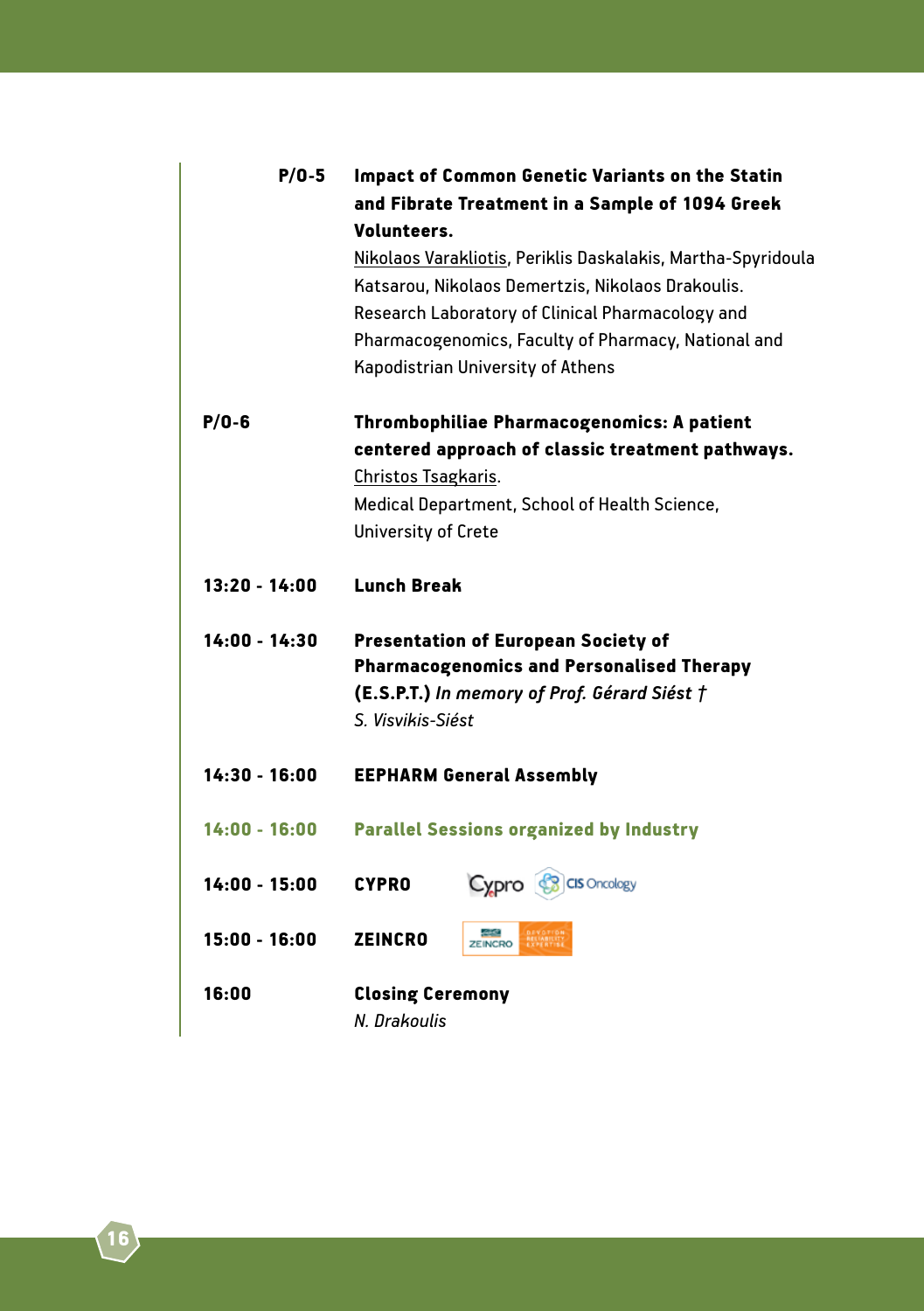**P/O-5** **Impact of Common Genetic Variants on the Statin and Fibrate Treatment in a Sample of 1094 Greek Volunteers.**
Nikolaos Varakliotis, Periklis Daskalakis, Martha-Spyridoula Katsarou, Nikolaos Demertzis, Nikolaos Drakoulis.
Research Laboratory of Clinical Pharmacology and Pharmacogenomics, Faculty of Pharmacy, National and Kapodistrian University of Athens

**P/O-6** **Thrombophiliae Pharmacogenomics: A patient centered approach of classic treatment pathways.**
Christos Tsagkaris.
Medical Department, School of Health Science, University of Crete

**13:20 - 14:00** **Lunch Break**

**14:00 - 14:30** **Presentation of European Society of Pharmacogenomics and Personalised Therapy (E.S.P.T.)** *In memory of Prof. Gérard Siést †*
*S. Visvikis-Siést*

**14:30 - 16:00** **EEPHARM General Assembly**

**14:00 - 16:00** **Parallel Sessions organized by Industry**

**14:00 - 15:00** **CYPRO** Cypro CIS Oncology

**15:00 - 16:00** **ZEINCRO** ZEINCRO

**16:00** **Closing Ceremony**
*N. Drakoulis*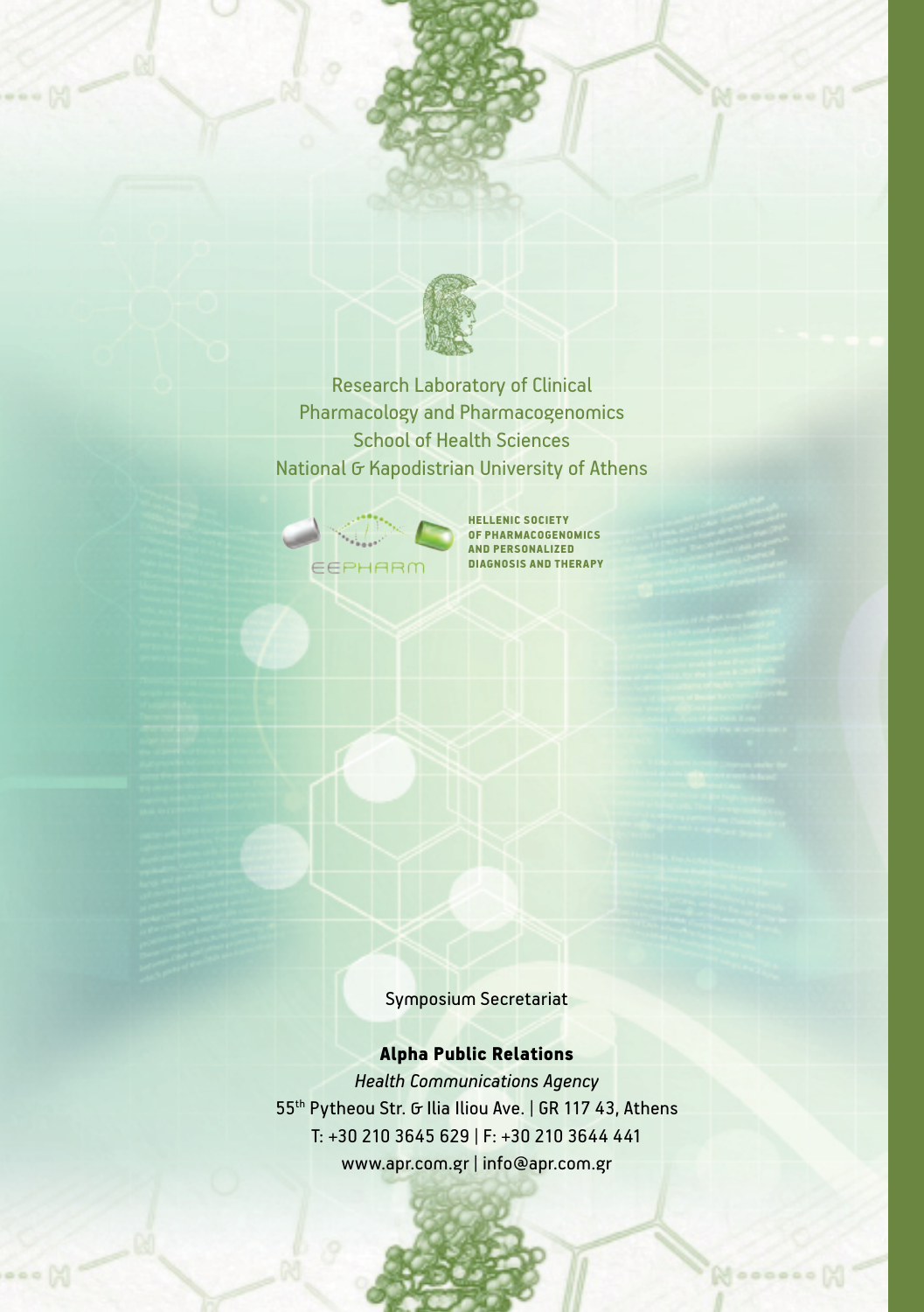Research Laboratory of Clinical Pharmacology and Pharmacogenomics
School of Health Sciences
National & Kapodistrian University of Athens

EEPHARM

HELLENIC SOCIETY OF PHARMACOGENOMICS AND PERSONALIZED DIAGNOSIS AND THERAPY

Symposium Secretariat

**Alpha Public Relations**

*Health Communications Agency*

55th Pytheou Str. & Ilia Iliou Ave. | GR 117 43, Athens

T: +30 210 3645 629 | F: +30 210 3644 441

www.apr.com.gr | info@apr.com.gr